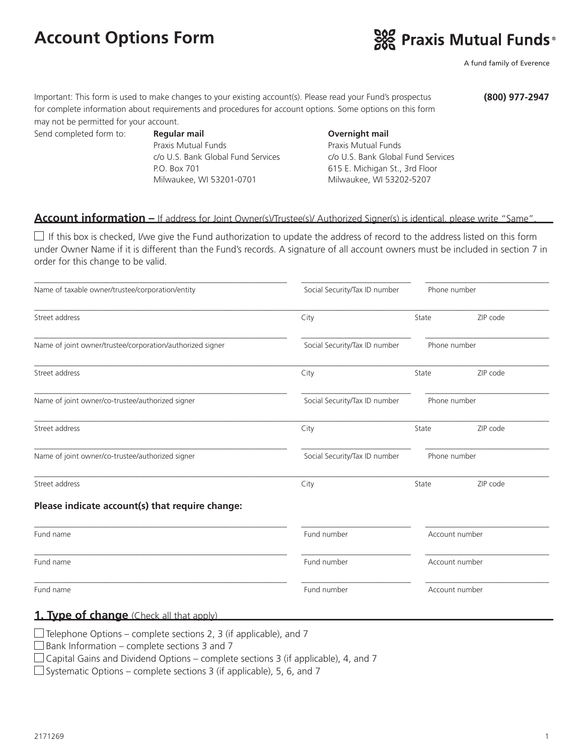# Account Options Form

**Praxis Mutual Funds®**

A fund family of Everence

Important: This form is used to make changes to your existing account(s). Please read your Fund's prospectus for complete information about requirements and procedures for account options. Some options on this form may not be permitted for your account.

**(800) 977-2947**

Send completed form to:

| **Regular mail** | **Overnight mail** |
| --- | --- |
| Praxis Mutual Funds | Praxis Mutual Funds |
| c/o U.S. Bank Global Fund Services | c/o U.S. Bank Global Fund Services |
| P.O. Box 701 | 615 E. Michigan St., 3rd Floor |
| Milwaukee, WI 53201-0701 | Milwaukee, WI 53202-5207 |

## Account information – If address for Joint Owner(s)/Trustee(s)/ Authorized Signer(s) is identical, please write "Same".

☐ If this box is checked, I/we give the Fund authorization to update the address of record to the address listed on this form under Owner Name if it is different than the Fund's records. A signature of all account owners must be included in section 7 in order for this change to be valid.

Name of taxable owner/trustee/corporation/entity ____________________ Social Security/Tax ID number ____________ Phone number ____________

Street address ____________________ City ____________ State ______ ZIP code ______

Name of joint owner/trustee/corporation/authorized signer ____________________ Social Security/Tax ID number ____________ Phone number ____________

Street address ____________________ City ____________ State ______ ZIP code ______

Name of joint owner/co-trustee/authorized signer ____________________ Social Security/Tax ID number ____________ Phone number ____________

Street address ____________________ City ____________ State ______ ZIP code ______

Name of joint owner/co-trustee/authorized signer ____________________ Social Security/Tax ID number ____________ Phone number ____________

Street address ____________________ City ____________ State ______ ZIP code ______

**Please indicate account(s) that require change:**

Fund name ____________________ Fund number ____________ Account number ____________

Fund name ____________________ Fund number ____________ Account number ____________

Fund name ____________________ Fund number ____________ Account number ____________

## 1. Type of change (Check all that apply)

☐ Telephone Options – complete sections 2, 3 (if applicable), and 7

☐ Bank Information – complete sections 3 and 7

☐ Capital Gains and Dividend Options – complete sections 3 (if applicable), 4, and 7

☐ Systematic Options – complete sections 3 (if applicable), 5, 6, and 7

2171269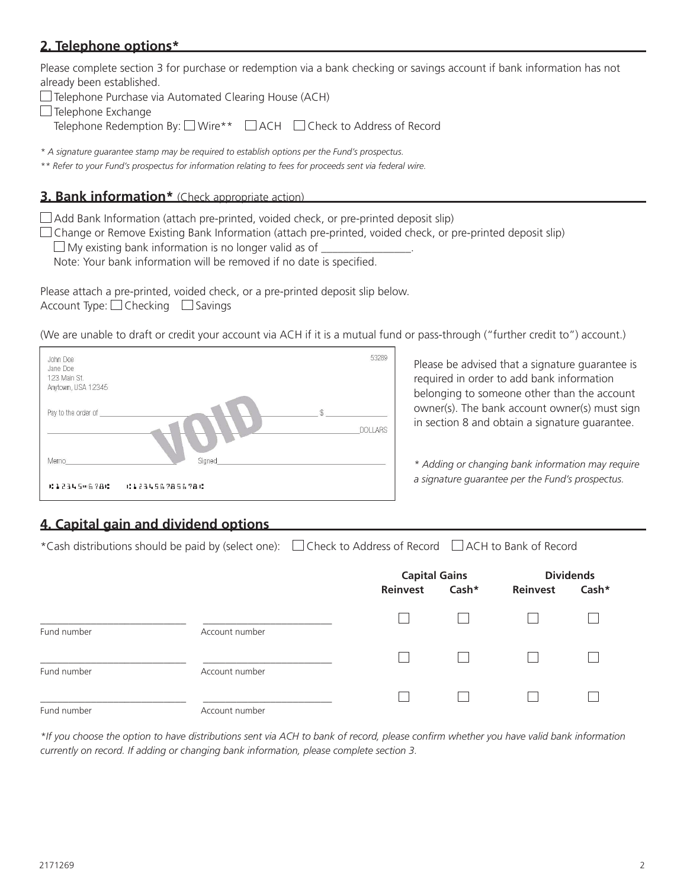## 2. Telephone options*

Please complete section 3 for purchase or redemption via a bank checking or savings account if bank information has not already been established.

☐ Telephone Purchase via Automated Clearing House (ACH)

☐ Telephone Exchange

Telephone Redemption By: ☐ Wire** ☐ ACH ☐ Check to Address of Record

*\* A signature guarantee stamp may be required to establish options per the Fund's prospectus.*

*\*\* Refer to your Fund's prospectus for information relating to fees for proceeds sent via federal wire.*

## 3. Bank information* (Check appropriate action)

☐ Add Bank Information (attach pre-printed, voided check, or pre-printed deposit slip)

☐ Change or Remove Existing Bank Information (attach pre-printed, voided check, or pre-printed deposit slip)

☐ My existing bank information is no longer valid as of ________________.

Note: Your bank information will be removed if no date is specified.

Please attach a pre-printed, voided check, or a pre-printed deposit slip below.

Account Type: ☐ Checking ☐ Savings

(We are unable to draft or credit your account via ACH if it is a mutual fund or pass-through ("further credit to") account.)

John Doe
Jane Doe
123 Main St.
Anytown, USA 12345

53289

Pay to the order of ________________________ $ __________

________________________________________ DOLLARS

VOID

Memo__________________ Signed__________________________

⑆12345⑈678⑆ ⑆12345678567⑆

Please be advised that a signature guarantee is required in order to add bank information belonging to someone other than the account owner(s). The bank account owner(s) must sign in section 8 and obtain a signature guarantee.

*\* Adding or changing bank information may require a signature guarantee per the Fund's prospectus.*

## 4. Capital gain and dividend options

*Cash distributions should be paid by (select one): ☐ Check to Address of Record ☐ ACH to Bank of Record

| | | Capital Gains | | Dividends | |
|---|---|---|---|---|---|
| | | Reinvest | Cash* | Reinvest | Cash* |
| Fund number ____________ | Account number ____________ | ☐ | ☐ | ☐ | ☐ |
| Fund number ____________ | Account number ____________ | ☐ | ☐ | ☐ | ☐ |
| Fund number ____________ | Account number ____________ | ☐ | ☐ | ☐ | ☐ |

*\*If you choose the option to have distributions sent via ACH to bank of record, please confirm whether you have valid bank information currently on record. If adding or changing bank information, please complete section 3.*

2171269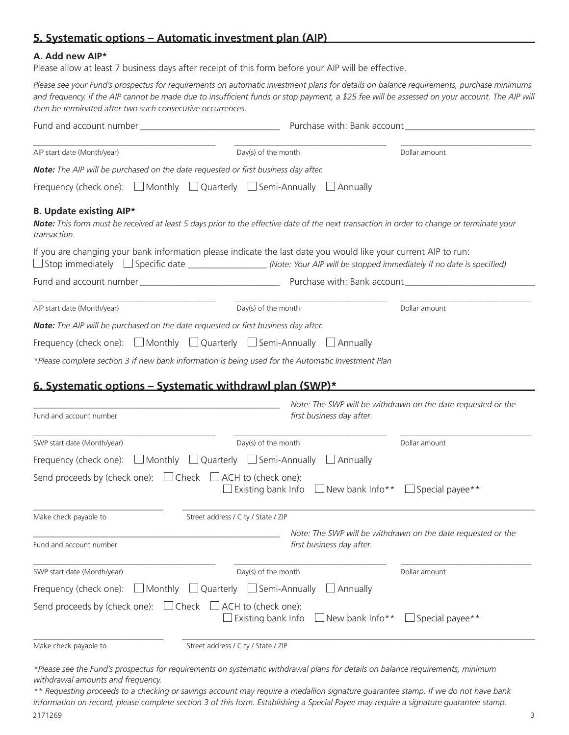## 5. Systematic options – Automatic investment plan (AIP)

### A. Add new AIP*

Please allow at least 7 business days after receipt of this form before your AIP will be effective.

*Please see your Fund's prospectus for requirements on automatic investment plans for details on balance requirements, purchase minimums and frequency. If the AIP cannot be made due to insufficient funds or stop payment, a $25 fee will be assessed on your account. The AIP will then be terminated after two such consecutive occurrences.*

Fund and account number ______________________________ Purchase with: Bank account ____________________________

AIP start date (Month/year) ______________________ Day(s) of the month ______________________ Dollar amount ______________________

***Note:*** *The AIP will be purchased on the date requested or first business day after.*

Frequency (check one): ☐ Monthly ☐ Quarterly ☐ Semi-Annually ☐ Annually

### B. Update existing AIP*

***Note:*** *This form must be received at least 5 days prior to the effective date of the next transaction in order to change or terminate your transaction.*

If you are changing your bank information please indicate the last date you would like your current AIP to run:

☐ Stop immediately ☐ Specific date _________________ *(Note: Your AIP will be stopped immediately if no date is specified)*

Fund and account number ______________________________ Purchase with: Bank account ____________________________

AIP start date (Month/year) ______________________ Day(s) of the month ______________________ Dollar amount ______________________

***Note:*** *The AIP will be purchased on the date requested or first business day after.*

Frequency (check one): ☐ Monthly ☐ Quarterly ☐ Semi-Annually ☐ Annually

*\*Please complete section 3 if new bank information is being used for the Automatic Investment Plan*

## 6. Systematic options – Systematic withdrawl plan (SWP)*

Fund and account number ______________________________ *Note: The SWP will be withdrawn on the date requested or the first business day after.*

SWP start date (Month/year) ______________________ Day(s) of the month ______________________ Dollar amount ______________________

Frequency (check one): ☐ Monthly ☐ Quarterly ☐ Semi-Annually ☐ Annually

Send proceeds by (check one): ☐ Check ☐ ACH to (check one): ☐ Existing bank Info ☐ New bank Info** ☐ Special payee**

Make check payable to ______________________ Street address / City / State / ZIP ______________________________

Fund and account number ______________________________ *Note: The SWP will be withdrawn on the date requested or the first business day after.*

SWP start date (Month/year) ______________________ Day(s) of the month ______________________ Dollar amount ______________________

Frequency (check one): ☐ Monthly ☐ Quarterly ☐ Semi-Annually ☐ Annually

Send proceeds by (check one): ☐ Check ☐ ACH to (check one): ☐ Existing bank Info ☐ New bank Info** ☐ Special payee**

Make check payable to ______________________ Street address / City / State / ZIP ______________________________

*\*Please see the Fund's prospectus for requirements on systematic withdrawal plans for details on balance requirements, minimum withdrawal amounts and frequency.*

*\*\* Requesting proceeds to a checking or savings account may require a medallion signature guarantee stamp. If we do not have bank information on record, please complete section 3 of this form. Establishing a Special Payee may require a signature guarantee stamp.*

2171269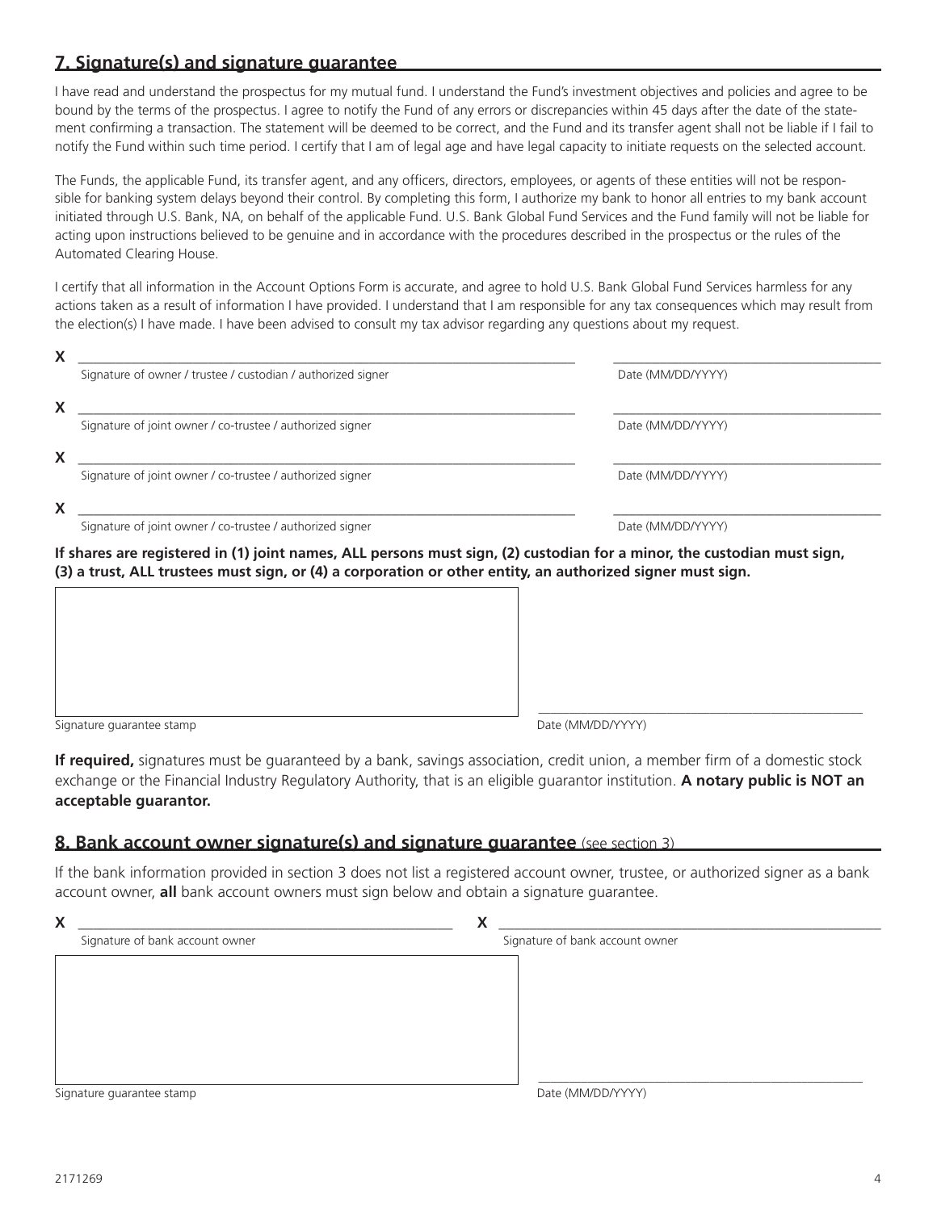## 7. Signature(s) and signature guarantee

I have read and understand the prospectus for my mutual fund. I understand the Fund's investment objectives and policies and agree to be bound by the terms of the prospectus. I agree to notify the Fund of any errors or discrepancies within 45 days after the date of the statement confirming a transaction. The statement will be deemed to be correct, and the Fund and its transfer agent shall not be liable if I fail to notify the Fund within such time period. I certify that I am of legal age and have legal capacity to initiate requests on the selected account.

The Funds, the applicable Fund, its transfer agent, and any officers, directors, employees, or agents of these entities will not be responsible for banking system delays beyond their control. By completing this form, I authorize my bank to honor all entries to my bank account initiated through U.S. Bank, NA, on behalf of the applicable Fund. U.S. Bank Global Fund Services and the Fund family will not be liable for acting upon instructions believed to be genuine and in accordance with the procedures described in the prospectus or the rules of the Automated Clearing House.

I certify that all information in the Account Options Form is accurate, and agree to hold U.S. Bank Global Fund Services harmless for any actions taken as a result of information I have provided. I understand that I am responsible for any tax consequences which may result from the election(s) I have made. I have been advised to consult my tax advisor regarding any questions about my request.

X ______________________________________________ ______________________
Signature of owner / trustee / custodian / authorized signer — Date (MM/DD/YYYY)

X ______________________________________________ ______________________
Signature of joint owner / co-trustee / authorized signer — Date (MM/DD/YYYY)

X ______________________________________________ ______________________
Signature of joint owner / co-trustee / authorized signer — Date (MM/DD/YYYY)

X ______________________________________________ ______________________
Signature of joint owner / co-trustee / authorized signer — Date (MM/DD/YYYY)

**If shares are registered in (1) joint names, ALL persons must sign, (2) custodian for a minor, the custodian must sign, (3) a trust, ALL trustees must sign, or (4) a corporation or other entity, an authorized signer must sign.**

Signature guarantee stamp

______________________
Date (MM/DD/YYYY)

**If required,** signatures must be guaranteed by a bank, savings association, credit union, a member firm of a domestic stock exchange or the Financial Industry Regulatory Authority, that is an eligible guarantor institution. **A notary public is NOT an acceptable guarantor.**

## 8. Bank account owner signature(s) and signature guarantee (see section 3)

If the bank information provided in section 3 does not list a registered account owner, trustee, or authorized signer as a bank account owner, **all** bank account owners must sign below and obtain a signature guarantee.

X ______________________________ X ______________________________
Signature of bank account owner — Signature of bank account owner

Signature guarantee stamp

______________________
Date (MM/DD/YYYY)

2171269